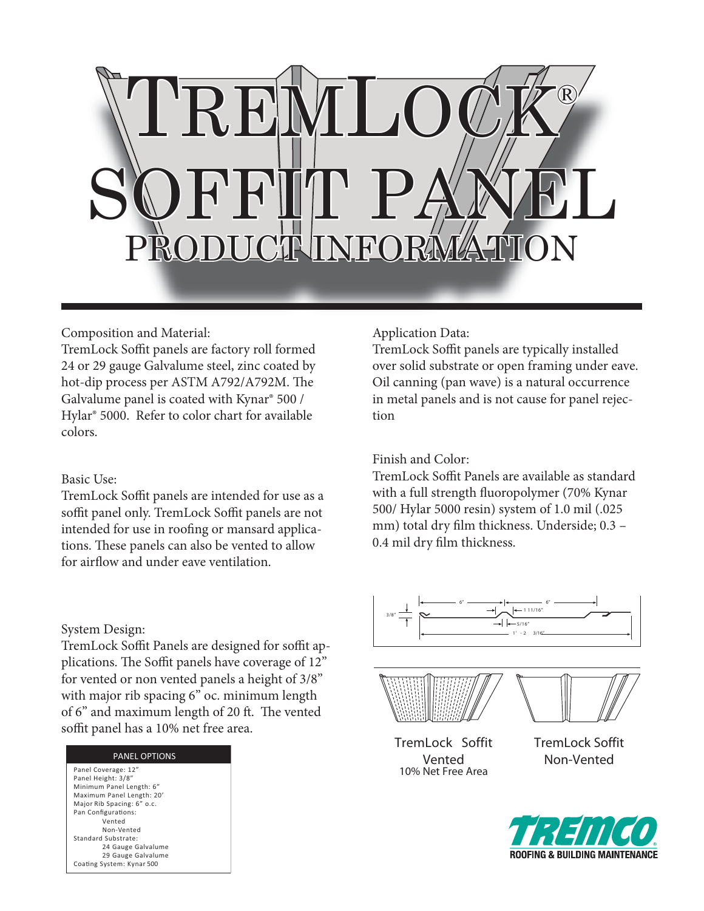# TREMLOCK®
# SOFFIT PANEL
## PRODUCT INFORMATION

Composition and Material:
TremLock Soffit panels are factory roll formed 24 or 29 gauge Galvalume steel, zinc coated by hot-dip process per ASTM A792/A792M. The Galvalume panel is coated with Kynar® 500 / Hylar® 5000. Refer to color chart for available colors.

Basic Use:
TremLock Soffit panels are intended for use as a soffit panel only. TremLock Soffit panels are not intended for use in roofing or mansard applications. These panels can also be vented to allow for airflow and under eave ventilation.

System Design:
TremLock Soffit Panels are designed for soffit applications. The Soffit panels have coverage of 12" for vented or non vented panels a height of 3/8" with major rib spacing 6" oc. minimum length of 6" and maximum length of 20 ft. The vented soffit panel has a 10% net free area.

| PANEL OPTIONS |
|---|
| Panel Coverage: 12" |
| Panel Height: 3/8" |
| Minimum Panel Length: 6" |
| Maximum Panel Length: 20' |
| Major Rib Spacing: 6" o.c. |
| Pan Configurations: |
| Vented |
| Non-Vented |
| Standard Substrate: |
| 24 Gauge Galvalume |
| 29 Gauge Galvalume |
| Coating System: Kynar 500 |

Application Data:
TremLock Soffit panels are typically installed over solid substrate or open framing under eave. Oil canning (pan wave) is a natural occurrence in metal panels and is not cause for panel rejection

Finish and Color:
TremLock Soffit Panels are available as standard with a full strength fluoropolymer (70% Kynar 500/ Hylar 5000 resin) system of 1.0 mil (.025 mm) total dry film thickness. Underside; 0.3 – 0.4 mil dry film thickness.

3/8" 6" 6" 1 11/16" 5/16" 1' - 2 3/16"

TremLock Soffit Vented
10% Net Free Area

TremLock Soffit Non-Vented

TREMCO® ROOFING & BUILDING MAINTENANCE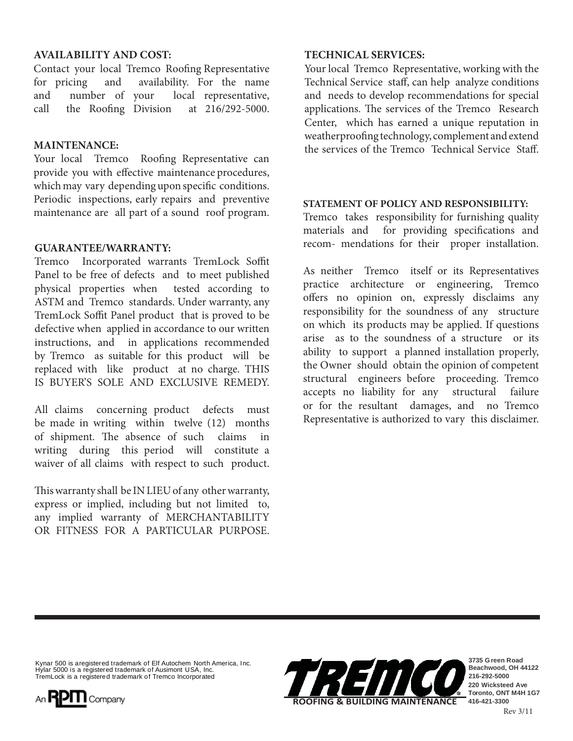## AVAILABILITY AND COST:

Contact your local Tremco Roofing Representative for pricing and availability. For the name and number of your local representative, call the Roofing Division at 216/292-5000.

## MAINTENANCE:

Your local Tremco Roofing Representative can provide you with effective maintenance procedures, which may vary depending upon specific conditions. Periodic inspections, early repairs and preventive maintenance are all part of a sound roof program.

## GUARANTEE/WARRANTY:

Tremco Incorporated warrants TremLock Soffit Panel to be free of defects and to meet published physical properties when tested according to ASTM and Tremco standards. Under warranty, any TremLock Soffit Panel product that is proved to be defective when applied in accordance to our written instructions, and in applications recommended by Tremco as suitable for this product will be replaced with like product at no charge. THIS IS BUYER'S SOLE AND EXCLUSIVE REMEDY.

All claims concerning product defects must be made in writing within twelve (12) months of shipment. The absence of such claims in writing during this period will constitute a waiver of all claims with respect to such product.

This warranty shall be IN LIEU of any other warranty, express or implied, including but not limited to, any implied warranty of MERCHANTABILITY OR FITNESS FOR A PARTICULAR PURPOSE.

## TECHNICAL SERVICES:

Your local Tremco Representative, working with the Technical Service staff, can help analyze conditions and needs to develop recommendations for special applications. The services of the Tremco Research Center, which has earned a unique reputation in weatherproofing technology, complement and extend the services of the Tremco Technical Service Staff.

## STATEMENT OF POLICY AND RESPONSIBILITY:

Tremco takes responsibility for furnishing quality materials and for providing specifications and recom- mendations for their proper installation.

As neither Tremco itself or its Representatives practice architecture or engineering, Tremco offers no opinion on, expressly disclaims any responsibility for the soundness of any structure on which its products may be applied. If questions arise as to the soundness of a structure or its ability to support a planned installation properly, the Owner should obtain the opinion of competent structural engineers before proceeding. Tremco accepts no liability for any structural failure or for the resultant damages, and no Tremco Representative is authorized to vary this disclaimer.

---

Kynar 500 is aregistered trademark of Elf Autochem North America, Inc.
Hylar 5000 is a registered trademark of Ausimont USA, Inc.
TremLock is a registered trademark of Tremco Incorporated

An RPM Company

TREMCO®
ROOFING & BUILDING MAINTENANCE

3735 Green Road
Beachwood, OH 44122
216-292-5000
220 Wicksteed Ave
Toronto, ONT M4H 1G7
416-421-3300

Rev 3/11